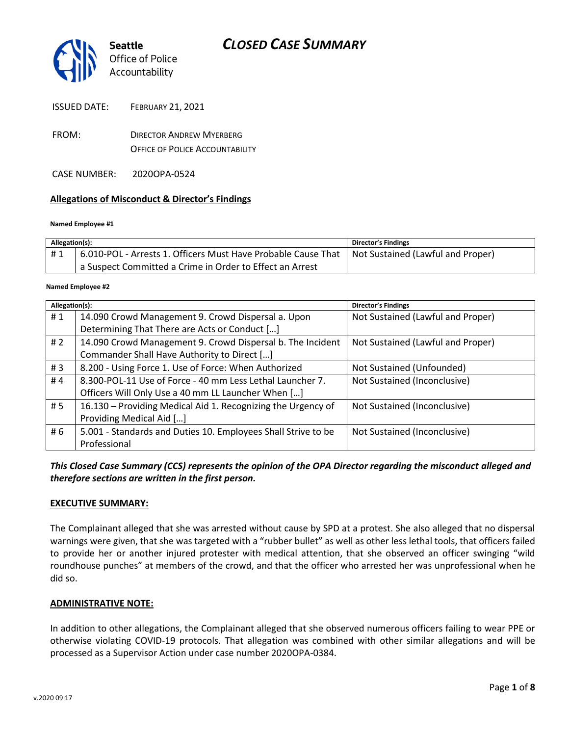# CLOSED CASE SUMMARY

Seattle Office of Police Accountability

ISSUED DATE: FEBRUARY 21, 2021

FROM: DIRECTOR ANDREW MYERBERG
OFFICE OF POLICE ACCOUNTABILITY

CASE NUMBER: 2020OPA-0524

## Allegations of Misconduct & Director's Findings

**Named Employee #1**

| Allegation(s): | | Director's Findings |
|---|---|---|
| # 1 | 6.010-POL - Arrests 1. Officers Must Have Probable Cause That a Suspect Committed a Crime in Order to Effect an Arrest | Not Sustained (Lawful and Proper) |

**Named Employee #2**

| Allegation(s): | | Director's Findings |
|---|---|---|
| # 1 | 14.090 Crowd Management 9. Crowd Dispersal a. Upon Determining That There are Acts or Conduct […] | Not Sustained (Lawful and Proper) |
| # 2 | 14.090 Crowd Management 9. Crowd Dispersal b. The Incident Commander Shall Have Authority to Direct […] | Not Sustained (Lawful and Proper) |
| # 3 | 8.200 - Using Force 1. Use of Force: When Authorized | Not Sustained (Unfounded) |
| # 4 | 8.300-POL-11 Use of Force - 40 mm Less Lethal Launcher 7. Officers Will Only Use a 40 mm LL Launcher When […] | Not Sustained (Inconclusive) |
| # 5 | 16.130 – Providing Medical Aid 1. Recognizing the Urgency of Providing Medical Aid […] | Not Sustained (Inconclusive) |
| # 6 | 5.001 - Standards and Duties 10. Employees Shall Strive to be Professional | Not Sustained (Inconclusive) |

***This Closed Case Summary (CCS) represents the opinion of the OPA Director regarding the misconduct alleged and therefore sections are written in the first person.***

### EXECUTIVE SUMMARY:

The Complainant alleged that she was arrested without cause by SPD at a protest. She also alleged that no dispersal warnings were given, that she was targeted with a "rubber bullet" as well as other less lethal tools, that officers failed to provide her or another injured protester with medical attention, that she observed an officer swinging "wild roundhouse punches" at members of the crowd, and that the officer who arrested her was unprofessional when he did so.

### ADMINISTRATIVE NOTE:

In addition to other allegations, the Complainant alleged that she observed numerous officers failing to wear PPE or otherwise violating COVID-19 protocols. That allegation was combined with other similar allegations and will be processed as a Supervisor Action under case number 2020OPA-0384.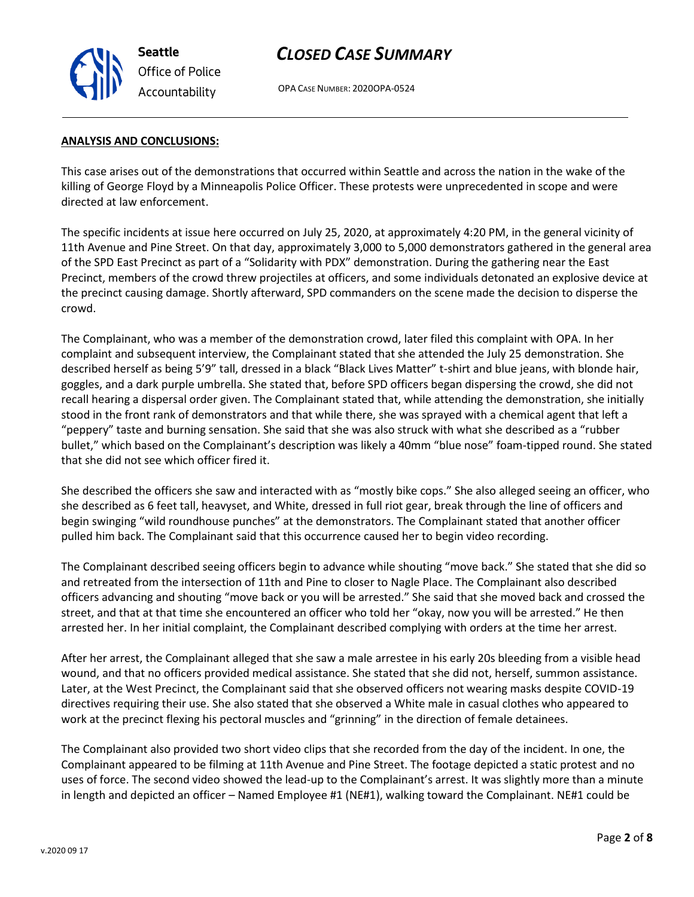**ANALYSIS AND CONCLUSIONS:**

This case arises out of the demonstrations that occurred within Seattle and across the nation in the wake of the killing of George Floyd by a Minneapolis Police Officer. These protests were unprecedented in scope and were directed at law enforcement.

The specific incidents at issue here occurred on July 25, 2020, at approximately 4:20 PM, in the general vicinity of 11th Avenue and Pine Street. On that day, approximately 3,000 to 5,000 demonstrators gathered in the general area of the SPD East Precinct as part of a "Solidarity with PDX" demonstration. During the gathering near the East Precinct, members of the crowd threw projectiles at officers, and some individuals detonated an explosive device at the precinct causing damage. Shortly afterward, SPD commanders on the scene made the decision to disperse the crowd.

The Complainant, who was a member of the demonstration crowd, later filed this complaint with OPA. In her complaint and subsequent interview, the Complainant stated that she attended the July 25 demonstration. She described herself as being 5'9" tall, dressed in a black "Black Lives Matter" t-shirt and blue jeans, with blonde hair, goggles, and a dark purple umbrella. She stated that, before SPD officers began dispersing the crowd, she did not recall hearing a dispersal order given. The Complainant stated that, while attending the demonstration, she initially stood in the front rank of demonstrators and that while there, she was sprayed with a chemical agent that left a "peppery" taste and burning sensation. She said that she was also struck with what she described as a "rubber bullet," which based on the Complainant's description was likely a 40mm "blue nose" foam-tipped round. She stated that she did not see which officer fired it.

She described the officers she saw and interacted with as "mostly bike cops." She also alleged seeing an officer, who she described as 6 feet tall, heavyset, and White, dressed in full riot gear, break through the line of officers and begin swinging "wild roundhouse punches" at the demonstrators. The Complainant stated that another officer pulled him back. The Complainant said that this occurrence caused her to begin video recording.

The Complainant described seeing officers begin to advance while shouting "move back." She stated that she did so and retreated from the intersection of 11th and Pine to closer to Nagle Place. The Complainant also described officers advancing and shouting "move back or you will be arrested." She said that she moved back and crossed the street, and that at that time she encountered an officer who told her "okay, now you will be arrested." He then arrested her. In her initial complaint, the Complainant described complying with orders at the time her arrest.

After her arrest, the Complainant alleged that she saw a male arrestee in his early 20s bleeding from a visible head wound, and that no officers provided medical assistance. She stated that she did not, herself, summon assistance. Later, at the West Precinct, the Complainant said that she observed officers not wearing masks despite COVID-19 directives requiring their use. She also stated that she observed a White male in casual clothes who appeared to work at the precinct flexing his pectoral muscles and "grinning" in the direction of female detainees.

The Complainant also provided two short video clips that she recorded from the day of the incident. In one, the Complainant appeared to be filming at 11th Avenue and Pine Street. The footage depicted a static protest and no uses of force. The second video showed the lead-up to the Complainant's arrest. It was slightly more than a minute in length and depicted an officer – Named Employee #1 (NE#1), walking toward the Complainant. NE#1 could be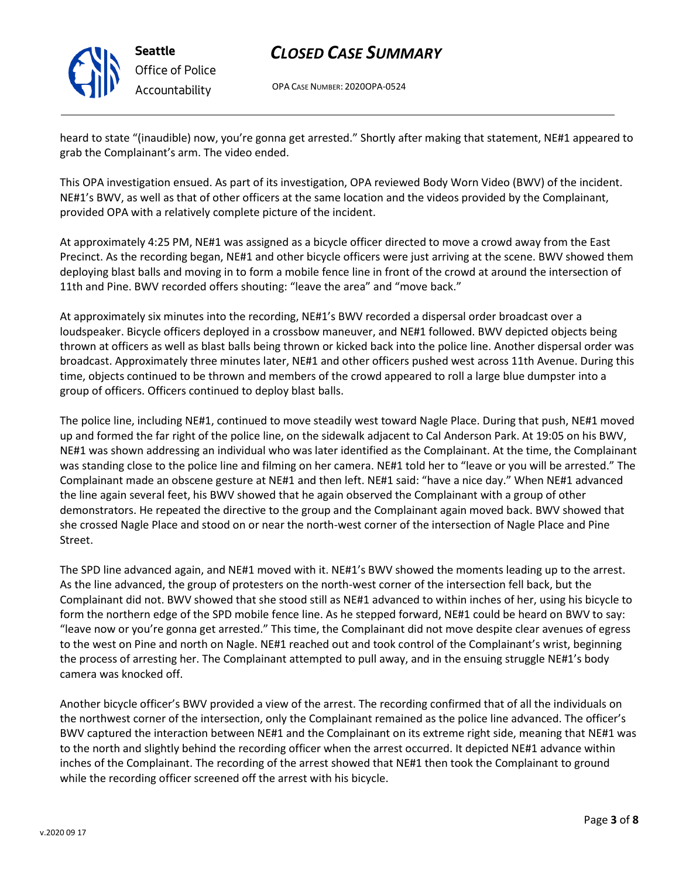heard to state "(inaudible) now, you're gonna get arrested." Shortly after making that statement, NE#1 appeared to grab the Complainant's arm. The video ended.

This OPA investigation ensued. As part of its investigation, OPA reviewed Body Worn Video (BWV) of the incident. NE#1's BWV, as well as that of other officers at the same location and the videos provided by the Complainant, provided OPA with a relatively complete picture of the incident.

At approximately 4:25 PM, NE#1 was assigned as a bicycle officer directed to move a crowd away from the East Precinct. As the recording began, NE#1 and other bicycle officers were just arriving at the scene. BWV showed them deploying blast balls and moving in to form a mobile fence line in front of the crowd at around the intersection of 11th and Pine. BWV recorded offers shouting: "leave the area" and "move back."

At approximately six minutes into the recording, NE#1's BWV recorded a dispersal order broadcast over a loudspeaker. Bicycle officers deployed in a crossbow maneuver, and NE#1 followed. BWV depicted objects being thrown at officers as well as blast balls being thrown or kicked back into the police line. Another dispersal order was broadcast. Approximately three minutes later, NE#1 and other officers pushed west across 11th Avenue. During this time, objects continued to be thrown and members of the crowd appeared to roll a large blue dumpster into a group of officers. Officers continued to deploy blast balls.

The police line, including NE#1, continued to move steadily west toward Nagle Place. During that push, NE#1 moved up and formed the far right of the police line, on the sidewalk adjacent to Cal Anderson Park. At 19:05 on his BWV, NE#1 was shown addressing an individual who was later identified as the Complainant. At the time, the Complainant was standing close to the police line and filming on her camera. NE#1 told her to "leave or you will be arrested." The Complainant made an obscene gesture at NE#1 and then left. NE#1 said: "have a nice day." When NE#1 advanced the line again several feet, his BWV showed that he again observed the Complainant with a group of other demonstrators. He repeated the directive to the group and the Complainant again moved back. BWV showed that she crossed Nagle Place and stood on or near the north-west corner of the intersection of Nagle Place and Pine Street.

The SPD line advanced again, and NE#1 moved with it. NE#1's BWV showed the moments leading up to the arrest. As the line advanced, the group of protesters on the north-west corner of the intersection fell back, but the Complainant did not. BWV showed that she stood still as NE#1 advanced to within inches of her, using his bicycle to form the northern edge of the SPD mobile fence line. As he stepped forward, NE#1 could be heard on BWV to say: "leave now or you're gonna get arrested." This time, the Complainant did not move despite clear avenues of egress to the west on Pine and north on Nagle. NE#1 reached out and took control of the Complainant's wrist, beginning the process of arresting her. The Complainant attempted to pull away, and in the ensuing struggle NE#1's body camera was knocked off.

Another bicycle officer's BWV provided a view of the arrest. The recording confirmed that of all the individuals on the northwest corner of the intersection, only the Complainant remained as the police line advanced. The officer's BWV captured the interaction between NE#1 and the Complainant on its extreme right side, meaning that NE#1 was to the north and slightly behind the recording officer when the arrest occurred. It depicted NE#1 advance within inches of the Complainant. The recording of the arrest showed that NE#1 then took the Complainant to ground while the recording officer screened off the arrest with his bicycle.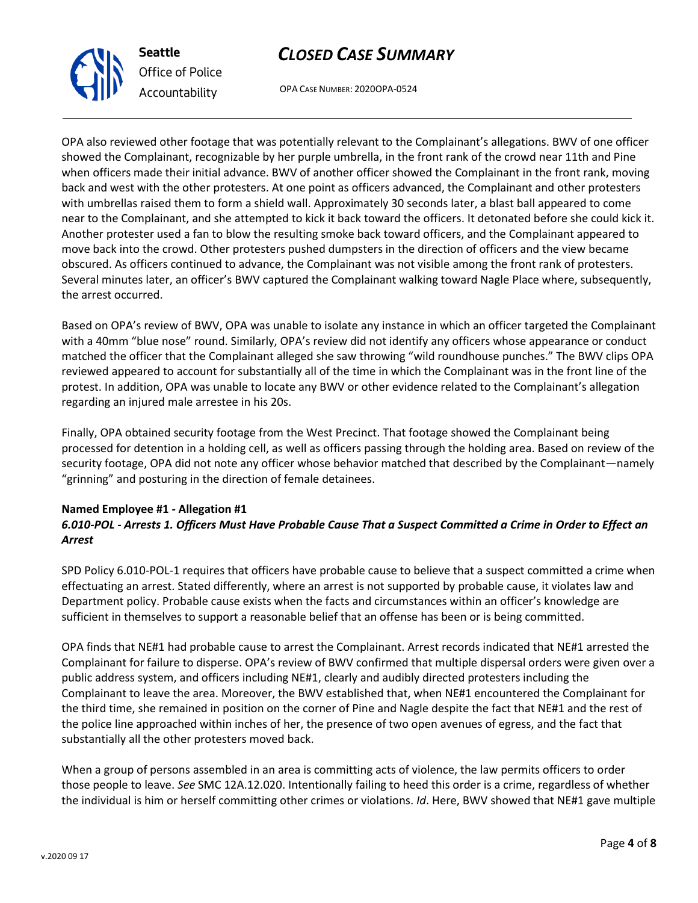OPA also reviewed other footage that was potentially relevant to the Complainant's allegations. BWV of one officer showed the Complainant, recognizable by her purple umbrella, in the front rank of the crowd near 11th and Pine when officers made their initial advance. BWV of another officer showed the Complainant in the front rank, moving back and west with the other protesters. At one point as officers advanced, the Complainant and other protesters with umbrellas raised them to form a shield wall. Approximately 30 seconds later, a blast ball appeared to come near to the Complainant, and she attempted to kick it back toward the officers. It detonated before she could kick it. Another protester used a fan to blow the resulting smoke back toward officers, and the Complainant appeared to move back into the crowd. Other protesters pushed dumpsters in the direction of officers and the view became obscured. As officers continued to advance, the Complainant was not visible among the front rank of protesters. Several minutes later, an officer's BWV captured the Complainant walking toward Nagle Place where, subsequently, the arrest occurred.

Based on OPA's review of BWV, OPA was unable to isolate any instance in which an officer targeted the Complainant with a 40mm "blue nose" round. Similarly, OPA's review did not identify any officers whose appearance or conduct matched the officer that the Complainant alleged she saw throwing "wild roundhouse punches." The BWV clips OPA reviewed appeared to account for substantially all of the time in which the Complainant was in the front line of the protest. In addition, OPA was unable to locate any BWV or other evidence related to the Complainant's allegation regarding an injured male arrestee in his 20s.

Finally, OPA obtained security footage from the West Precinct. That footage showed the Complainant being processed for detention in a holding cell, as well as officers passing through the holding area. Based on review of the security footage, OPA did not note any officer whose behavior matched that described by the Complainant—namely "grinning" and posturing in the direction of female detainees.

**Named Employee #1 - Allegation #1**
***6.010-POL - Arrests 1. Officers Must Have Probable Cause That a Suspect Committed a Crime in Order to Effect an Arrest***

SPD Policy 6.010-POL-1 requires that officers have probable cause to believe that a suspect committed a crime when effectuating an arrest. Stated differently, where an arrest is not supported by probable cause, it violates law and Department policy. Probable cause exists when the facts and circumstances within an officer's knowledge are sufficient in themselves to support a reasonable belief that an offense has been or is being committed.

OPA finds that NE#1 had probable cause to arrest the Complainant. Arrest records indicated that NE#1 arrested the Complainant for failure to disperse. OPA's review of BWV confirmed that multiple dispersal orders were given over a public address system, and officers including NE#1, clearly and audibly directed protesters including the Complainant to leave the area. Moreover, the BWV established that, when NE#1 encountered the Complainant for the third time, she remained in position on the corner of Pine and Nagle despite the fact that NE#1 and the rest of the police line approached within inches of her, the presence of two open avenues of egress, and the fact that substantially all the other protesters moved back.

When a group of persons assembled in an area is committing acts of violence, the law permits officers to order those people to leave. *See* SMC 12A.12.020. Intentionally failing to heed this order is a crime, regardless of whether the individual is him or herself committing other crimes or violations. *Id*. Here, BWV showed that NE#1 gave multiple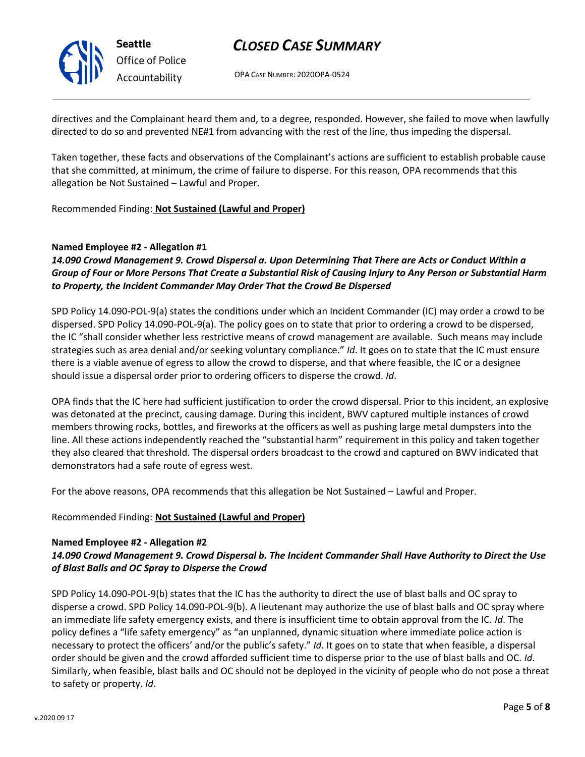directives and the Complainant heard them and, to a degree, responded. However, she failed to move when lawfully directed to do so and prevented NE#1 from advancing with the rest of the line, thus impeding the dispersal.

Taken together, these facts and observations of the Complainant's actions are sufficient to establish probable cause that she committed, at minimum, the crime of failure to disperse. For this reason, OPA recommends that this allegation be Not Sustained – Lawful and Proper.

Recommended Finding: **Not Sustained (Lawful and Proper)**

**Named Employee #2 - Allegation #1**
***14.090 Crowd Management 9. Crowd Dispersal a. Upon Determining That There are Acts or Conduct Within a Group of Four or More Persons That Create a Substantial Risk of Causing Injury to Any Person or Substantial Harm to Property, the Incident Commander May Order That the Crowd Be Dispersed***

SPD Policy 14.090-POL-9(a) states the conditions under which an Incident Commander (IC) may order a crowd to be dispersed. SPD Policy 14.090-POL-9(a). The policy goes on to state that prior to ordering a crowd to be dispersed, the IC "shall consider whether less restrictive means of crowd management are available. Such means may include strategies such as area denial and/or seeking voluntary compliance." *Id*. It goes on to state that the IC must ensure there is a viable avenue of egress to allow the crowd to disperse, and that where feasible, the IC or a designee should issue a dispersal order prior to ordering officers to disperse the crowd. *Id*.

OPA finds that the IC here had sufficient justification to order the crowd dispersal. Prior to this incident, an explosive was detonated at the precinct, causing damage. During this incident, BWV captured multiple instances of crowd members throwing rocks, bottles, and fireworks at the officers as well as pushing large metal dumpsters into the line. All these actions independently reached the "substantial harm" requirement in this policy and taken together they also cleared that threshold. The dispersal orders broadcast to the crowd and captured on BWV indicated that demonstrators had a safe route of egress west.

For the above reasons, OPA recommends that this allegation be Not Sustained – Lawful and Proper.

Recommended Finding: **Not Sustained (Lawful and Proper)**

**Named Employee #2 - Allegation #2**
***14.090 Crowd Management 9. Crowd Dispersal b. The Incident Commander Shall Have Authority to Direct the Use of Blast Balls and OC Spray to Disperse the Crowd***

SPD Policy 14.090-POL-9(b) states that the IC has the authority to direct the use of blast balls and OC spray to disperse a crowd. SPD Policy 14.090-POL-9(b). A lieutenant may authorize the use of blast balls and OC spray where an immediate life safety emergency exists, and there is insufficient time to obtain approval from the IC. *Id*. The policy defines a "life safety emergency" as "an unplanned, dynamic situation where immediate police action is necessary to protect the officers' and/or the public's safety." *Id*. It goes on to state that when feasible, a dispersal order should be given and the crowd afforded sufficient time to disperse prior to the use of blast balls and OC. *Id*. Similarly, when feasible, blast balls and OC should not be deployed in the vicinity of people who do not pose a threat to safety or property. *Id*.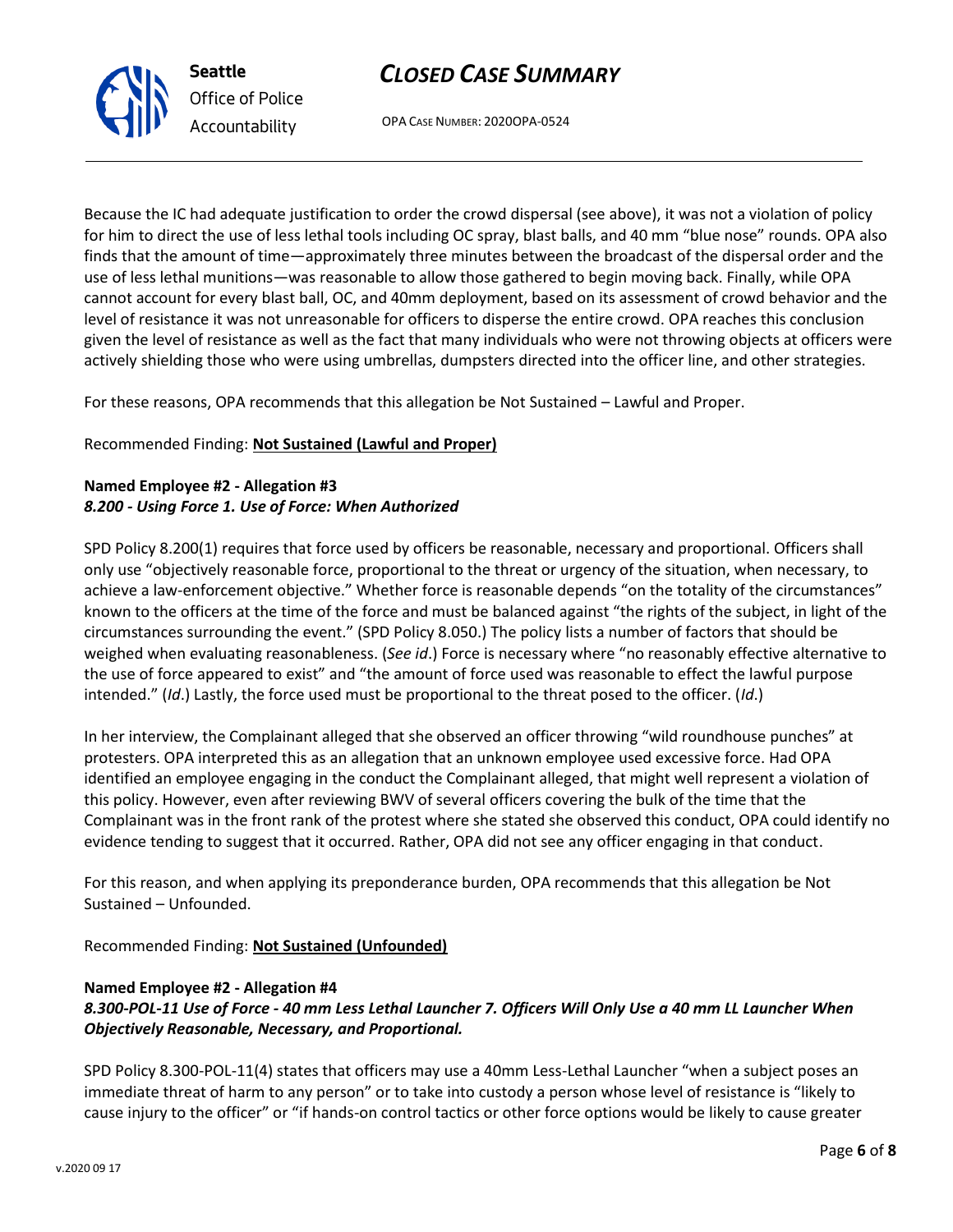Because the IC had adequate justification to order the crowd dispersal (see above), it was not a violation of policy for him to direct the use of less lethal tools including OC spray, blast balls, and 40 mm "blue nose" rounds. OPA also finds that the amount of time—approximately three minutes between the broadcast of the dispersal order and the use of less lethal munitions—was reasonable to allow those gathered to begin moving back. Finally, while OPA cannot account for every blast ball, OC, and 40mm deployment, based on its assessment of crowd behavior and the level of resistance it was not unreasonable for officers to disperse the entire crowd. OPA reaches this conclusion given the level of resistance as well as the fact that many individuals who were not throwing objects at officers were actively shielding those who were using umbrellas, dumpsters directed into the officer line, and other strategies.

For these reasons, OPA recommends that this allegation be Not Sustained – Lawful and Proper.

Recommended Finding: **Not Sustained (Lawful and Proper)**

**Named Employee #2 - Allegation #3**
***8.200 - Using Force 1. Use of Force: When Authorized***

SPD Policy 8.200(1) requires that force used by officers be reasonable, necessary and proportional. Officers shall only use "objectively reasonable force, proportional to the threat or urgency of the situation, when necessary, to achieve a law-enforcement objective." Whether force is reasonable depends "on the totality of the circumstances" known to the officers at the time of the force and must be balanced against "the rights of the subject, in light of the circumstances surrounding the event." (SPD Policy 8.050.) The policy lists a number of factors that should be weighed when evaluating reasonableness. (*See id*.) Force is necessary where "no reasonably effective alternative to the use of force appeared to exist" and "the amount of force used was reasonable to effect the lawful purpose intended." (*Id*.) Lastly, the force used must be proportional to the threat posed to the officer. (*Id*.)

In her interview, the Complainant alleged that she observed an officer throwing "wild roundhouse punches" at protesters. OPA interpreted this as an allegation that an unknown employee used excessive force. Had OPA identified an employee engaging in the conduct the Complainant alleged, that might well represent a violation of this policy. However, even after reviewing BWV of several officers covering the bulk of the time that the Complainant was in the front rank of the protest where she stated she observed this conduct, OPA could identify no evidence tending to suggest that it occurred. Rather, OPA did not see any officer engaging in that conduct.

For this reason, and when applying its preponderance burden, OPA recommends that this allegation be Not Sustained – Unfounded.

Recommended Finding: **Not Sustained (Unfounded)**

**Named Employee #2 - Allegation #4**
***8.300-POL-11 Use of Force - 40 mm Less Lethal Launcher 7. Officers Will Only Use a 40 mm LL Launcher When Objectively Reasonable, Necessary, and Proportional.***

SPD Policy 8.300-POL-11(4) states that officers may use a 40mm Less-Lethal Launcher "when a subject poses an immediate threat of harm to any person" or to take into custody a person whose level of resistance is "likely to cause injury to the officer" or "if hands-on control tactics or other force options would be likely to cause greater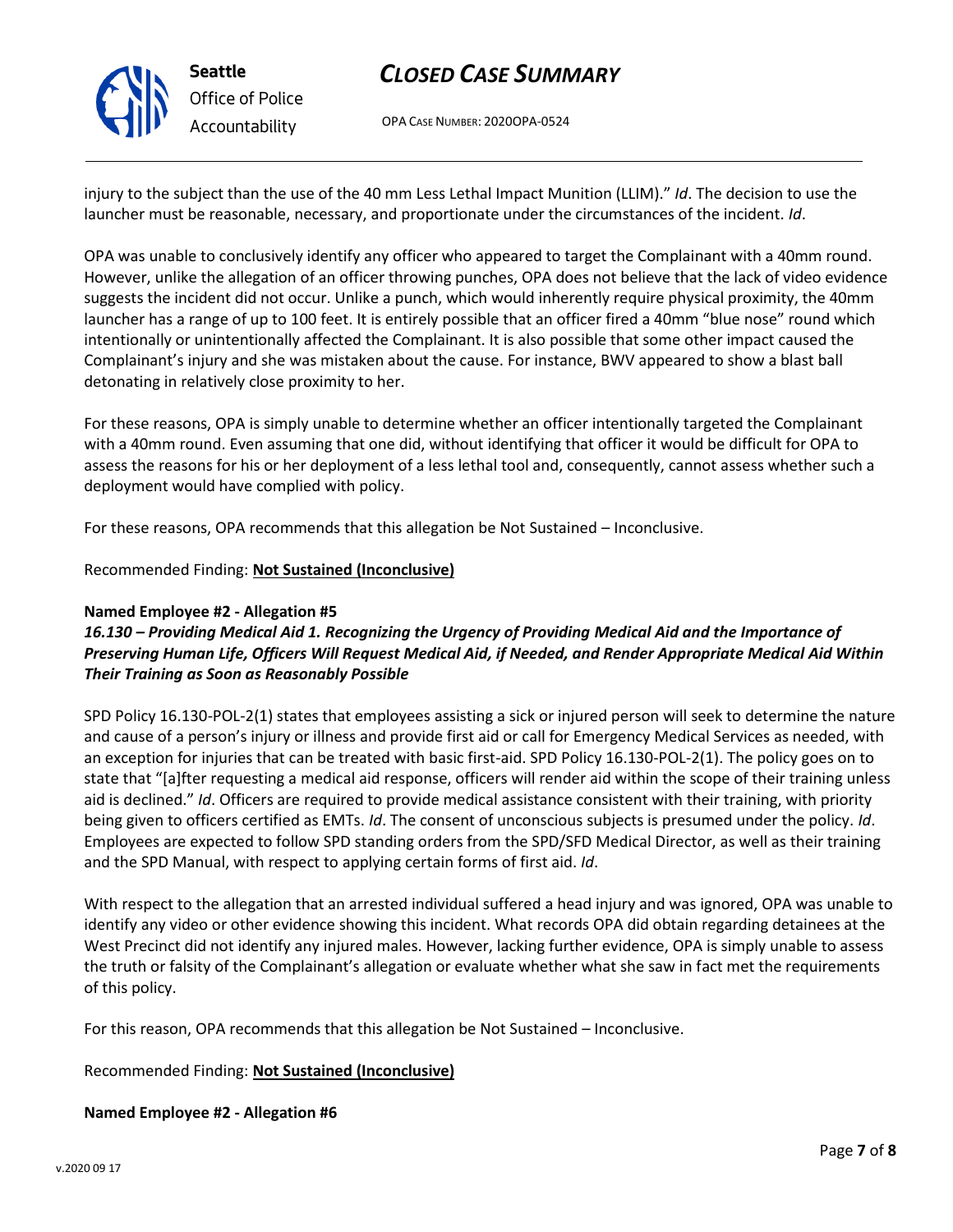injury to the subject than the use of the 40 mm Less Lethal Impact Munition (LLIM)." *Id*. The decision to use the launcher must be reasonable, necessary, and proportionate under the circumstances of the incident. *Id*.

OPA was unable to conclusively identify any officer who appeared to target the Complainant with a 40mm round. However, unlike the allegation of an officer throwing punches, OPA does not believe that the lack of video evidence suggests the incident did not occur. Unlike a punch, which would inherently require physical proximity, the 40mm launcher has a range of up to 100 feet. It is entirely possible that an officer fired a 40mm "blue nose" round which intentionally or unintentionally affected the Complainant. It is also possible that some other impact caused the Complainant's injury and she was mistaken about the cause. For instance, BWV appeared to show a blast ball detonating in relatively close proximity to her.

For these reasons, OPA is simply unable to determine whether an officer intentionally targeted the Complainant with a 40mm round. Even assuming that one did, without identifying that officer it would be difficult for OPA to assess the reasons for his or her deployment of a less lethal tool and, consequently, cannot assess whether such a deployment would have complied with policy.

For these reasons, OPA recommends that this allegation be Not Sustained – Inconclusive.

Recommended Finding: **Not Sustained (Inconclusive)**

**Named Employee #2 - Allegation #5**
***16.130 – Providing Medical Aid 1. Recognizing the Urgency of Providing Medical Aid and the Importance of Preserving Human Life, Officers Will Request Medical Aid, if Needed, and Render Appropriate Medical Aid Within Their Training as Soon as Reasonably Possible***

SPD Policy 16.130-POL-2(1) states that employees assisting a sick or injured person will seek to determine the nature and cause of a person's injury or illness and provide first aid or call for Emergency Medical Services as needed, with an exception for injuries that can be treated with basic first-aid. SPD Policy 16.130-POL-2(1). The policy goes on to state that "[a]fter requesting a medical aid response, officers will render aid within the scope of their training unless aid is declined." *Id*. Officers are required to provide medical assistance consistent with their training, with priority being given to officers certified as EMTs. *Id*. The consent of unconscious subjects is presumed under the policy. *Id*. Employees are expected to follow SPD standing orders from the SPD/SFD Medical Director, as well as their training and the SPD Manual, with respect to applying certain forms of first aid. *Id*.

With respect to the allegation that an arrested individual suffered a head injury and was ignored, OPA was unable to identify any video or other evidence showing this incident. What records OPA did obtain regarding detainees at the West Precinct did not identify any injured males. However, lacking further evidence, OPA is simply unable to assess the truth or falsity of the Complainant's allegation or evaluate whether what she saw in fact met the requirements of this policy.

For this reason, OPA recommends that this allegation be Not Sustained – Inconclusive.

Recommended Finding: **Not Sustained (Inconclusive)**

**Named Employee #2 - Allegation #6**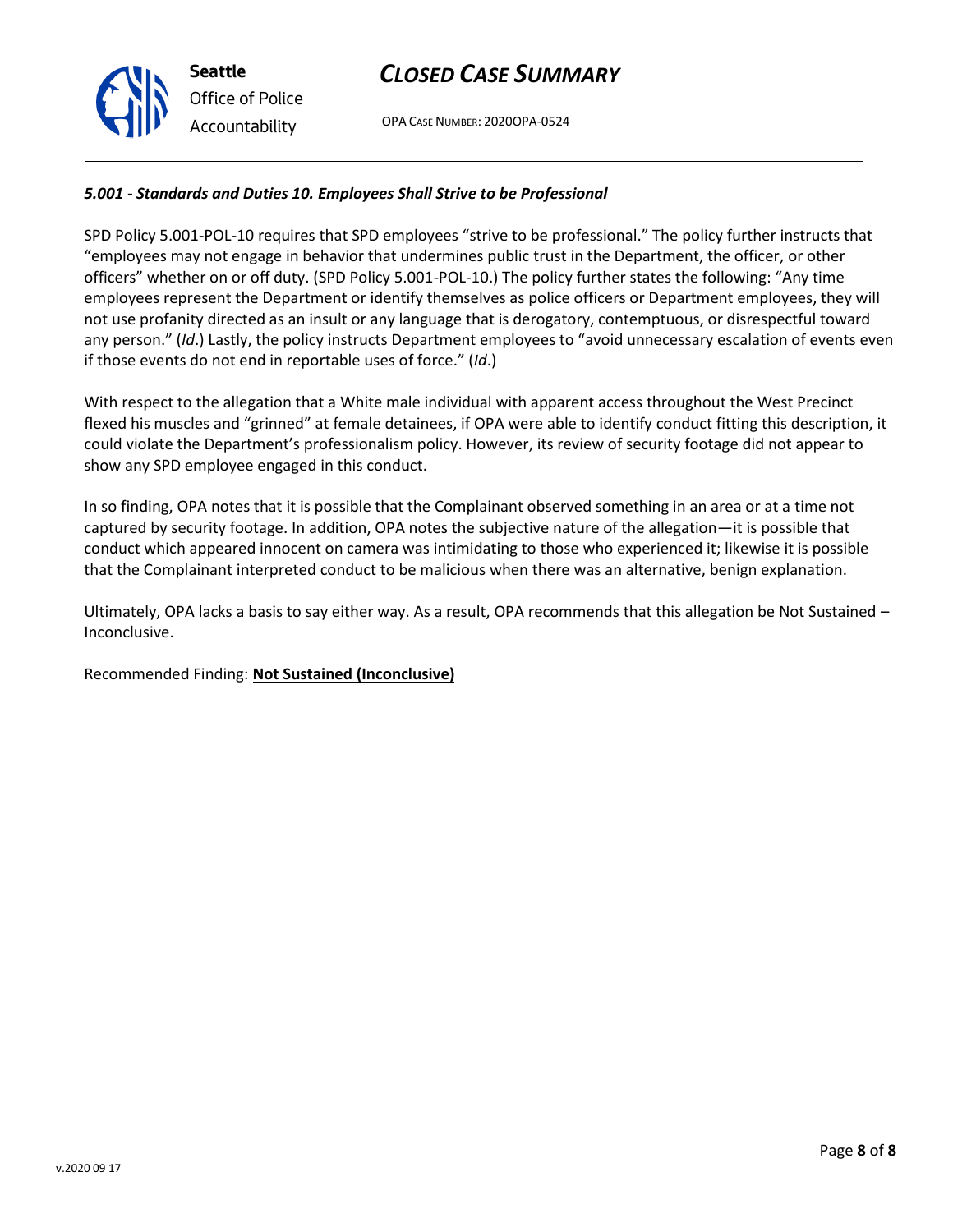***5.001 - Standards and Duties 10. Employees Shall Strive to be Professional***

SPD Policy 5.001-POL-10 requires that SPD employees "strive to be professional." The policy further instructs that "employees may not engage in behavior that undermines public trust in the Department, the officer, or other officers" whether on or off duty. (SPD Policy 5.001-POL-10.) The policy further states the following: "Any time employees represent the Department or identify themselves as police officers or Department employees, they will not use profanity directed as an insult or any language that is derogatory, contemptuous, or disrespectful toward any person." (*Id*.) Lastly, the policy instructs Department employees to "avoid unnecessary escalation of events even if those events do not end in reportable uses of force." (*Id*.)

With respect to the allegation that a White male individual with apparent access throughout the West Precinct flexed his muscles and "grinned" at female detainees, if OPA were able to identify conduct fitting this description, it could violate the Department's professionalism policy. However, its review of security footage did not appear to show any SPD employee engaged in this conduct.

In so finding, OPA notes that it is possible that the Complainant observed something in an area or at a time not captured by security footage. In addition, OPA notes the subjective nature of the allegation—it is possible that conduct which appeared innocent on camera was intimidating to those who experienced it; likewise it is possible that the Complainant interpreted conduct to be malicious when there was an alternative, benign explanation.

Ultimately, OPA lacks a basis to say either way. As a result, OPA recommends that this allegation be Not Sustained – Inconclusive.

Recommended Finding: **Not Sustained (Inconclusive)**